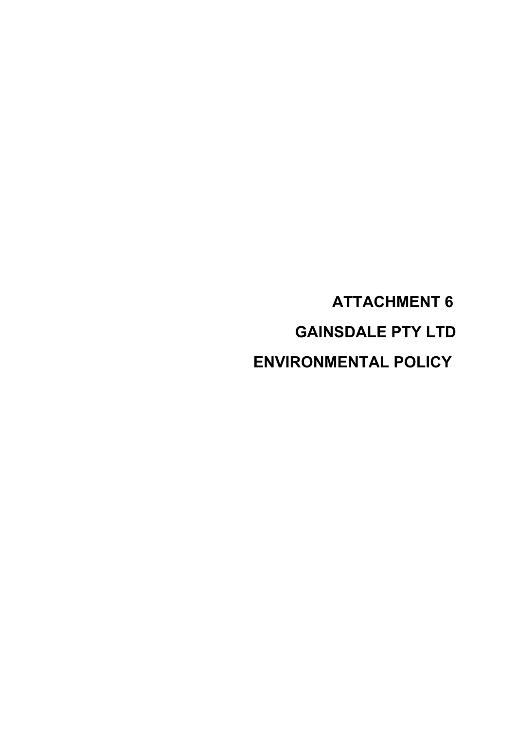# ATTACHMENT 6

# GAINSDALE PTY LTD

# ENVIRONMENTAL POLICY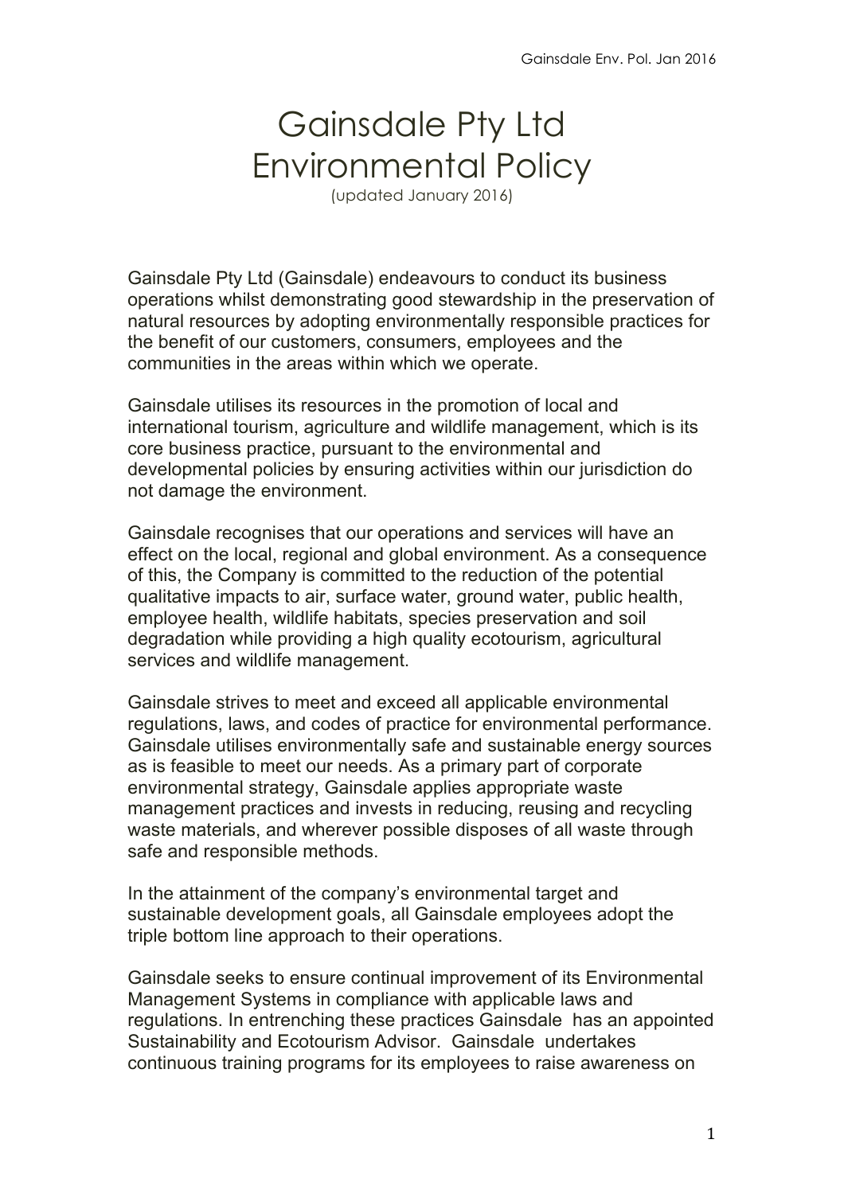# Gainsdale Pty Ltd Environmental Policy

(updated January 2016)

Gainsdale Pty Ltd (Gainsdale) endeavours to conduct its business operations whilst demonstrating good stewardship in the preservation of natural resources by adopting environmentally responsible practices for the benefit of our customers, consumers, employees and the communities in the areas within which we operate.

Gainsdale utilises its resources in the promotion of local and international tourism, agriculture and wildlife management, which is its core business practice, pursuant to the environmental and developmental policies by ensuring activities within our jurisdiction do not damage the environment.

Gainsdale recognises that our operations and services will have an effect on the local, regional and global environment. As a consequence of this, the Company is committed to the reduction of the potential qualitative impacts to air, surface water, ground water, public health, employee health, wildlife habitats, species preservation and soil degradation while providing a high quality ecotourism, agricultural services and wildlife management.

Gainsdale strives to meet and exceed all applicable environmental regulations, laws, and codes of practice for environmental performance. Gainsdale utilises environmentally safe and sustainable energy sources as is feasible to meet our needs. As a primary part of corporate environmental strategy, Gainsdale applies appropriate waste management practices and invests in reducing, reusing and recycling waste materials, and wherever possible disposes of all waste through safe and responsible methods.

In the attainment of the company's environmental target and sustainable development goals, all Gainsdale employees adopt the triple bottom line approach to their operations.

Gainsdale seeks to ensure continual improvement of its Environmental Management Systems in compliance with applicable laws and regulations. In entrenching these practices Gainsdale has an appointed Sustainability and Ecotourism Advisor. Gainsdale undertakes continuous training programs for its employees to raise awareness on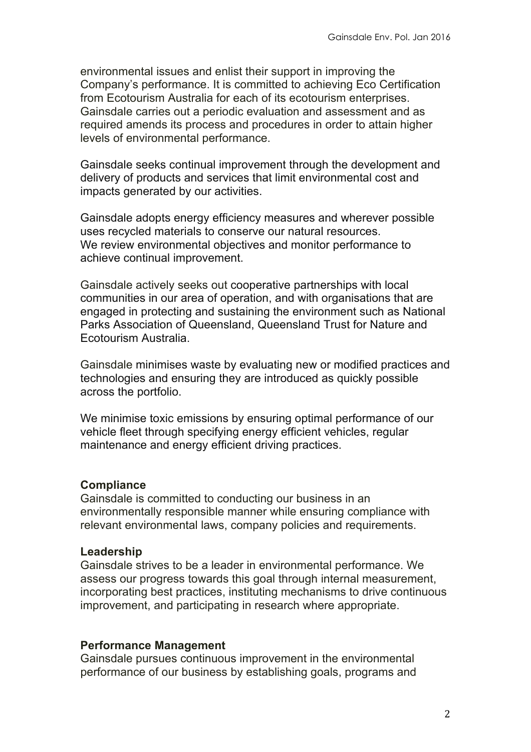environmental issues and enlist their support in improving the Company's performance. It is committed to achieving Eco Certification from Ecotourism Australia for each of its ecotourism enterprises. Gainsdale carries out a periodic evaluation and assessment and as required amends its process and procedures in order to attain higher levels of environmental performance.

Gainsdale seeks continual improvement through the development and delivery of products and services that limit environmental cost and impacts generated by our activities.

Gainsdale adopts energy efficiency measures and wherever possible uses recycled materials to conserve our natural resources.
We review environmental objectives and monitor performance to achieve continual improvement.

Gainsdale actively seeks out cooperative partnerships with local communities in our area of operation, and with organisations that are engaged in protecting and sustaining the environment such as National Parks Association of Queensland, Queensland Trust for Nature and Ecotourism Australia.

Gainsdale minimises waste by evaluating new or modified practices and technologies and ensuring they are introduced as quickly possible across the portfolio.

We minimise toxic emissions by ensuring optimal performance of our vehicle fleet through specifying energy efficient vehicles, regular maintenance and energy efficient driving practices.

**Compliance**
Gainsdale is committed to conducting our business in an environmentally responsible manner while ensuring compliance with relevant environmental laws, company policies and requirements.

**Leadership**
Gainsdale strives to be a leader in environmental performance. We assess our progress towards this goal through internal measurement, incorporating best practices, instituting mechanisms to drive continuous improvement, and participating in research where appropriate.

**Performance Management**
Gainsdale pursues continuous improvement in the environmental performance of our business by establishing goals, programs and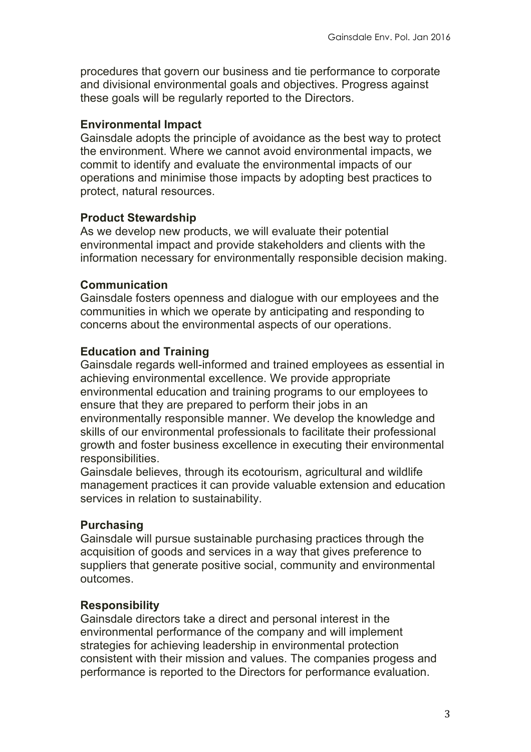procedures that govern our business and tie performance to corporate and divisional environmental goals and objectives. Progress against these goals will be regularly reported to the Directors.

**Environmental Impact**
Gainsdale adopts the principle of avoidance as the best way to protect the environment. Where we cannot avoid environmental impacts, we commit to identify and evaluate the environmental impacts of our operations and minimise those impacts by adopting best practices to protect, natural resources.

**Product Stewardship**
As we develop new products, we will evaluate their potential environmental impact and provide stakeholders and clients with the information necessary for environmentally responsible decision making.

**Communication**
Gainsdale fosters openness and dialogue with our employees and the communities in which we operate by anticipating and responding to concerns about the environmental aspects of our operations.

**Education and Training**
Gainsdale regards well-informed and trained employees as essential in achieving environmental excellence. We provide appropriate environmental education and training programs to our employees to ensure that they are prepared to perform their jobs in an environmentally responsible manner. We develop the knowledge and skills of our environmental professionals to facilitate their professional growth and foster business excellence in executing their environmental responsibilities.
Gainsdale believes, through its ecotourism, agricultural and wildlife management practices it can provide valuable extension and education services in relation to sustainability.

**Purchasing**
Gainsdale will pursue sustainable purchasing practices through the acquisition of goods and services in a way that gives preference to suppliers that generate positive social, community and environmental outcomes.

**Responsibility**
Gainsdale directors take a direct and personal interest in the environmental performance of the company and will implement strategies for achieving leadership in environmental protection consistent with their mission and values. The companies progess and performance is reported to the Directors for performance evaluation.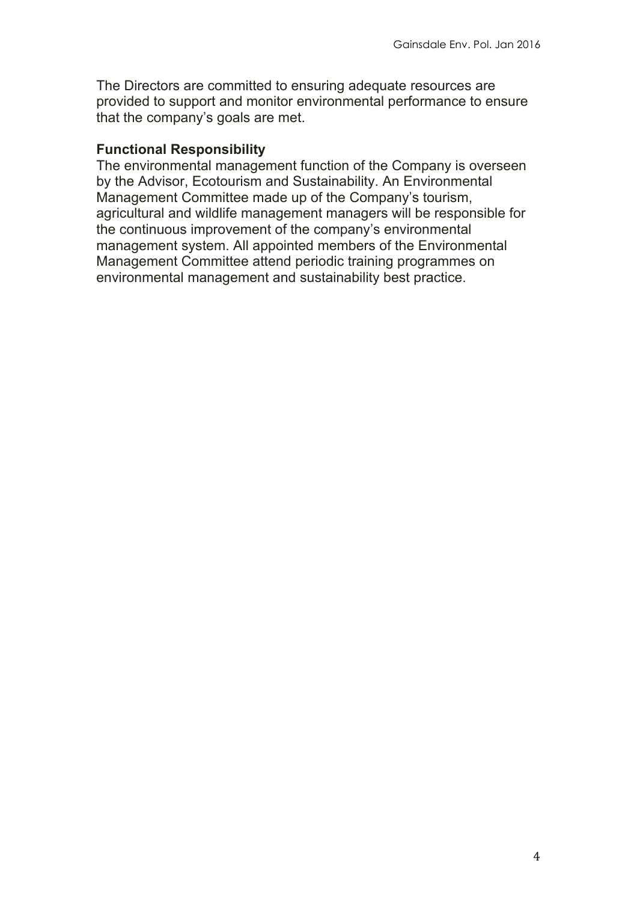The Directors are committed to ensuring adequate resources are provided to support and monitor environmental performance to ensure that the company's goals are met.

**Functional Responsibility**

The environmental management function of the Company is overseen by the Advisor, Ecotourism and Sustainability. An Environmental Management Committee made up of the Company's tourism, agricultural and wildlife management managers will be responsible for the continuous improvement of the company's environmental management system. All appointed members of the Environmental Management Committee attend periodic training programmes on environmental management and sustainability best practice.